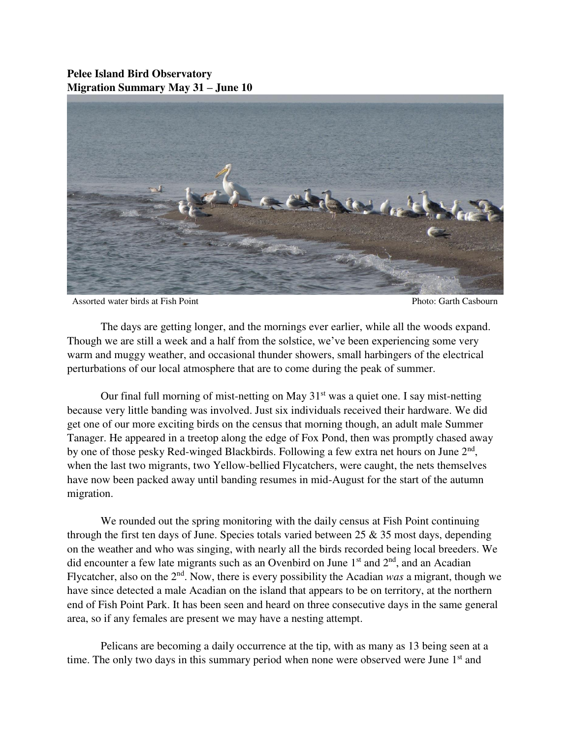**Pelee Island Bird Observatory**
**Migration Summary May 31 – June 10**

Assorted water birds at Fish Point Photo: Garth Casbourn

The days are getting longer, and the mornings ever earlier, while all the woods expand. Though we are still a week and a half from the solstice, we've been experiencing some very warm and muggy weather, and occasional thunder showers, small harbingers of the electrical perturbations of our local atmosphere that are to come during the peak of summer.

Our final full morning of mist-netting on May 31st was a quiet one. I say mist-netting because very little banding was involved. Just six individuals received their hardware. We did get one of our more exciting birds on the census that morning though, an adult male Summer Tanager. He appeared in a treetop along the edge of Fox Pond, then was promptly chased away by one of those pesky Red-winged Blackbirds. Following a few extra net hours on June 2nd, when the last two migrants, two Yellow-bellied Flycatchers, were caught, the nets themselves have now been packed away until banding resumes in mid-August for the start of the autumn migration.

We rounded out the spring monitoring with the daily census at Fish Point continuing through the first ten days of June. Species totals varied between 25 & 35 most days, depending on the weather and who was singing, with nearly all the birds recorded being local breeders. We did encounter a few late migrants such as an Ovenbird on June 1st and 2nd, and an Acadian Flycatcher, also on the 2nd. Now, there is every possibility the Acadian *was* a migrant, though we have since detected a male Acadian on the island that appears to be on territory, at the northern end of Fish Point Park. It has been seen and heard on three consecutive days in the same general area, so if any females are present we may have a nesting attempt.

Pelicans are becoming a daily occurrence at the tip, with as many as 13 being seen at a time. The only two days in this summary period when none were observed were June 1st and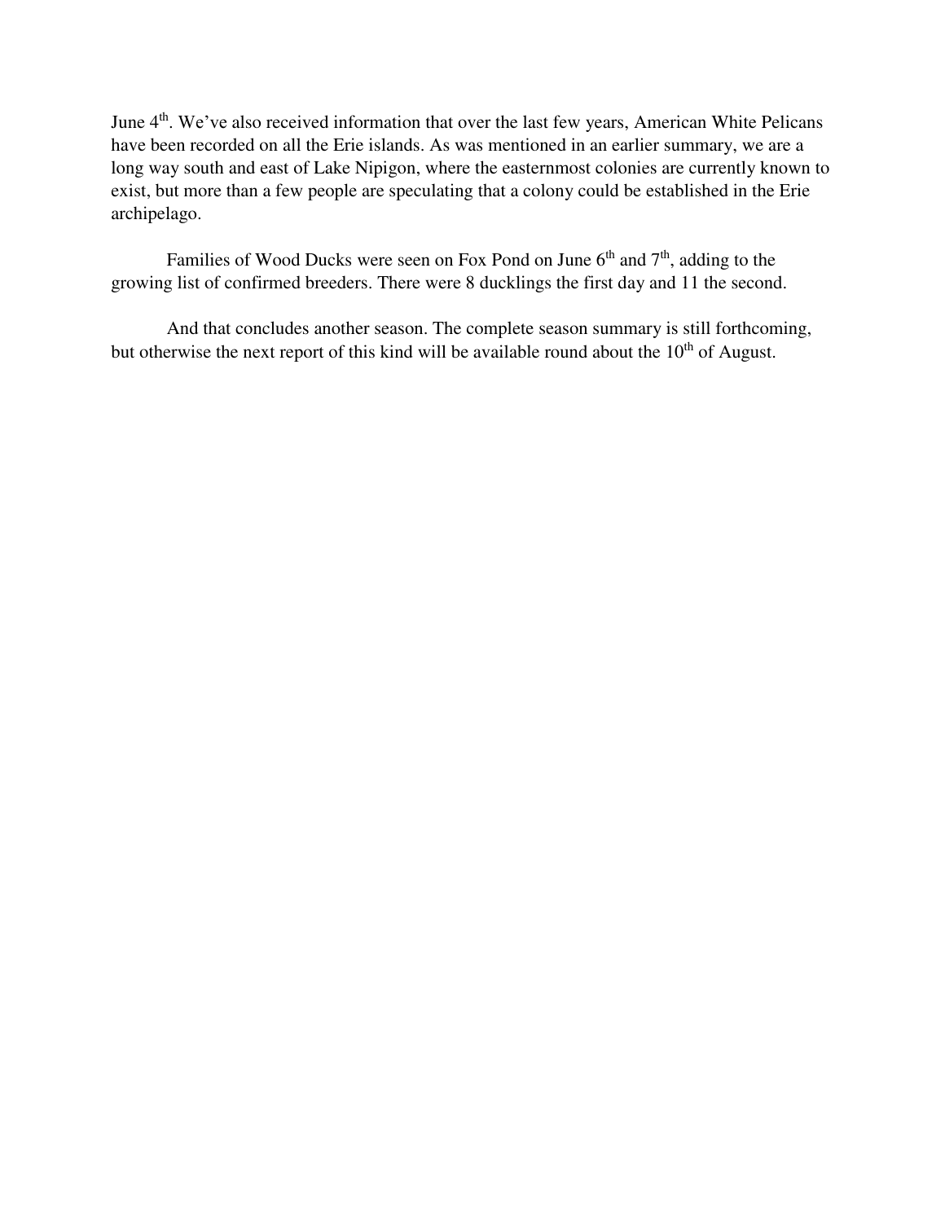June 4th. We've also received information that over the last few years, American White Pelicans have been recorded on all the Erie islands. As was mentioned in an earlier summary, we are a long way south and east of Lake Nipigon, where the easternmost colonies are currently known to exist, but more than a few people are speculating that a colony could be established in the Erie archipelago.

Families of Wood Ducks were seen on Fox Pond on June 6th and 7th, adding to the growing list of confirmed breeders. There were 8 ducklings the first day and 11 the second.

And that concludes another season. The complete season summary is still forthcoming, but otherwise the next report of this kind will be available round about the 10th of August.